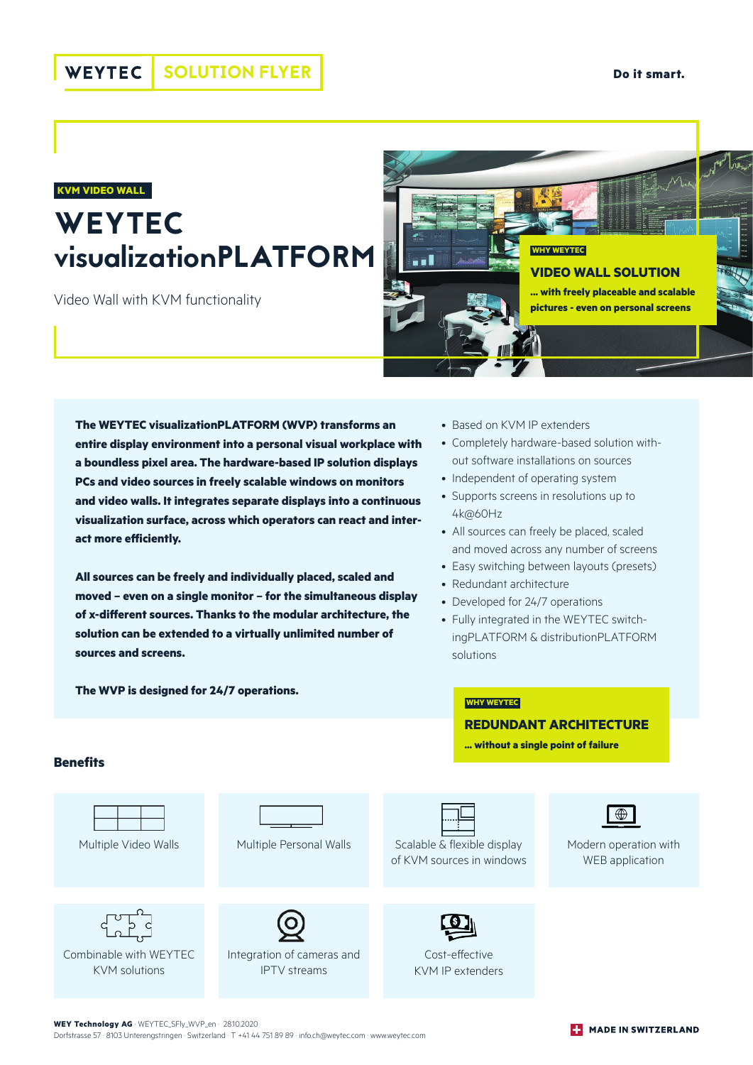WEYTEC SOLUTION FLYER

Do it smart.

KVM VIDEO WALL

# WEYTEC visualizationPLATFORM

Video Wall with KVM functionality

WHY WEYTEC

**VIDEO WALL SOLUTION**

**... with freely placeable and scalable pictures - even on personal screens**

**The WEYTEC visualizationPLATFORM (WVP) transforms an entire display environment into a personal visual workplace with a boundless pixel area. The hardware-based IP solution displays PCs and video sources in freely scalable windows on monitors and video walls. It integrates separate displays into a continuous visualization surface, across which operators can react and interact more efficiently.**

**All sources can be freely and individually placed, scaled and moved – even on a single monitor – for the simultaneous display of x-different sources. Thanks to the modular architecture, the solution can be extended to a virtually unlimited number of sources and screens.**

**The WVP is designed for 24/7 operations.**

- Based on KVM IP extenders
- Completely hardware-based solution without software installations on sources
- Independent of operating system
- Supports screens in resolutions up to 4k@60Hz
- All sources can freely be placed, scaled and moved across any number of screens
- Easy switching between layouts (presets)
- Redundant architecture
- Developed for 24/7 operations
- Fully integrated in the WEYTEC switchingPLATFORM & distributionPLATFORM solutions

WHY WEYTEC

**REDUNDANT ARCHITECTURE**

**... without a single point of failure**

## Benefits

- Multiple Video Walls
- Multiple Personal Walls
- Scalable & flexible display of KVM sources in windows
- Modern operation with WEB application
- Combinable with WEYTEC KVM solutions
- Integration of cameras and IPTV streams
- Cost-effective KVM IP extenders

**WEY Technology AG** · WEYTEC_SFly_WVP_en · 28.10.2020
Dorfstrasse 57 · 8103 Unterengstringen · Switzerland · T +41 44 751 89 89 · info.ch@weytec.com · www.weytec.com

MADE IN SWITZERLAND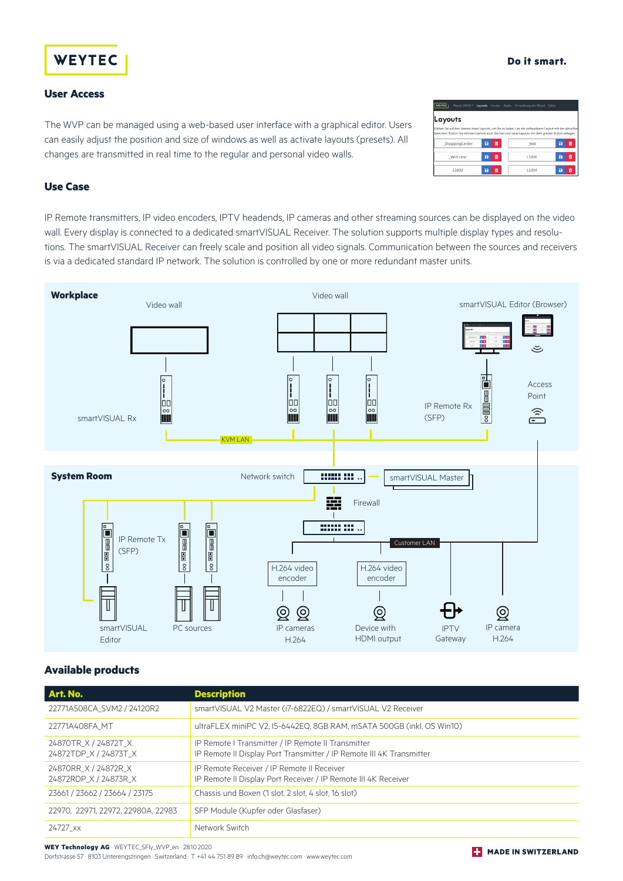## User Access

The WVP can be managed using a web-based user interface with a graphical editor. Users can easily adjust the position and size of windows as well as activate layouts (presets). All changes are transmitted in real time to the regular and personal video walls.

## Use Case

IP Remote transmitters, IP video encoders, IPTV headends, IP cameras and other streaming sources can be displayed on the video wall. Every display is connected to a dedicated smartVISUAL Receiver. The solution supports multiple display types and resolutions. The smartVISUAL Receiver can freely scale and position all video signals. Communication between the sources and receivers is via a dedicated standard IP network. The solution is controlled by one or more redundant master units.

**Workplace**

Video wall

Video wall

smartVISUAL Editor (Browser)

Access Point

IP Remote Rx (SFP)

smartVISUAL Rx

KVM LAN

**System Room**

Network switch

smartVISUAL Master

Firewall

Customer LAN

IP Remote Tx (SFP)

H.264 video encoder

H.264 video encoder

smartVISUAL Editor

PC sources

IP cameras H.264

Device with HDMI output

IPTV Gateway

IP camera H.264

## Available products

| Art. No. | Description |
|---|---|
| 22771A508CA_SVM2 / 24120R2 | smartVISUAL V2 Master (i7-6822EQ) / smartVISUAL V2 Receiver |
| 22771A408FA_MT | ultraFLEX miniPC V2, I5-6442EQ, 8GB RAM, mSATA 500GB (inkl. OS Win10) |
| 24870TR_X / 24872T_X<br>24872TDP_X / 24873T_X | IP Remote I Transmitter / IP Remote II Transmitter<br>IP Remote II Display Port Transmitter / IP Remote III 4K Transmitter |
| 24870RR_X / 24872R_X<br>24872RDP_X / 24873R_X | IP Remote Receiver / IP Remote II Receiver<br>IP Remote II Display Port Receiver / IP Remote III 4K Receiver |
| 23661 / 23662 / 23664 / 23175 | Chassis und Boxen (1 slot, 2 slot, 4 slot, 16 slot) |
| 22970, 22971, 22972, 22980A, 22983 | SFP Module (Kupfer oder Glasfaser) |
| 24727_xx | Network Switch |